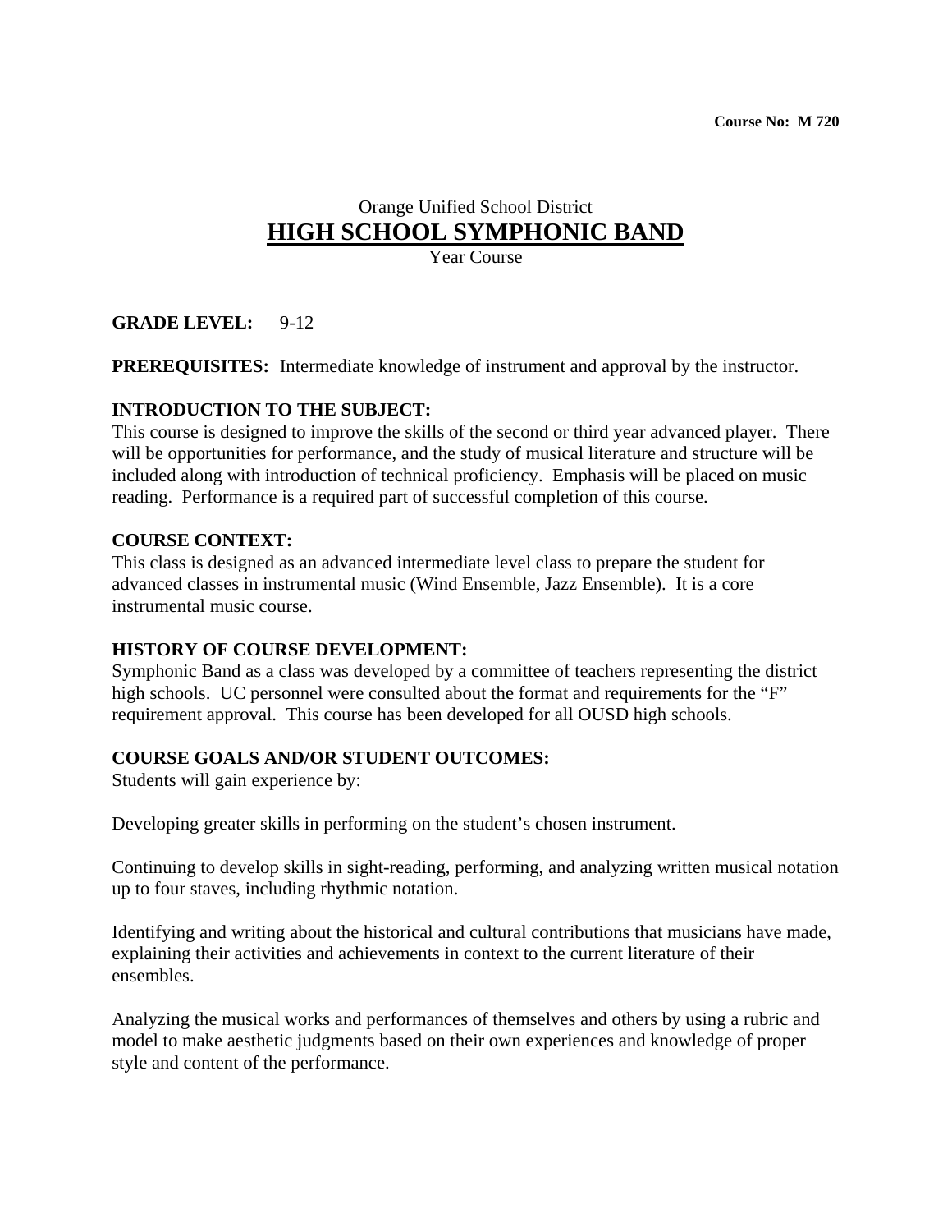**Course No: M 720**

Orange Unified School District

# HIGH SCHOOL SYMPHONIC BAND

Year Course

**GRADE LEVEL:** 9-12

**PREREQUISITES:** Intermediate knowledge of instrument and approval by the instructor.

**INTRODUCTION TO THE SUBJECT:**
This course is designed to improve the skills of the second or third year advanced player. There will be opportunities for performance, and the study of musical literature and structure will be included along with introduction of technical proficiency. Emphasis will be placed on music reading. Performance is a required part of successful completion of this course.

**COURSE CONTEXT:**
This class is designed as an advanced intermediate level class to prepare the student for advanced classes in instrumental music (Wind Ensemble, Jazz Ensemble). It is a core instrumental music course.

**HISTORY OF COURSE DEVELOPMENT:**
Symphonic Band as a class was developed by a committee of teachers representing the district high schools. UC personnel were consulted about the format and requirements for the "F" requirement approval. This course has been developed for all OUSD high schools.

**COURSE GOALS AND/OR STUDENT OUTCOMES:**
Students will gain experience by:

Developing greater skills in performing on the student's chosen instrument.

Continuing to develop skills in sight-reading, performing, and analyzing written musical notation up to four staves, including rhythmic notation.

Identifying and writing about the historical and cultural contributions that musicians have made, explaining their activities and achievements in context to the current literature of their ensembles.

Analyzing the musical works and performances of themselves and others by using a rubric and model to make aesthetic judgments based on their own experiences and knowledge of proper style and content of the performance.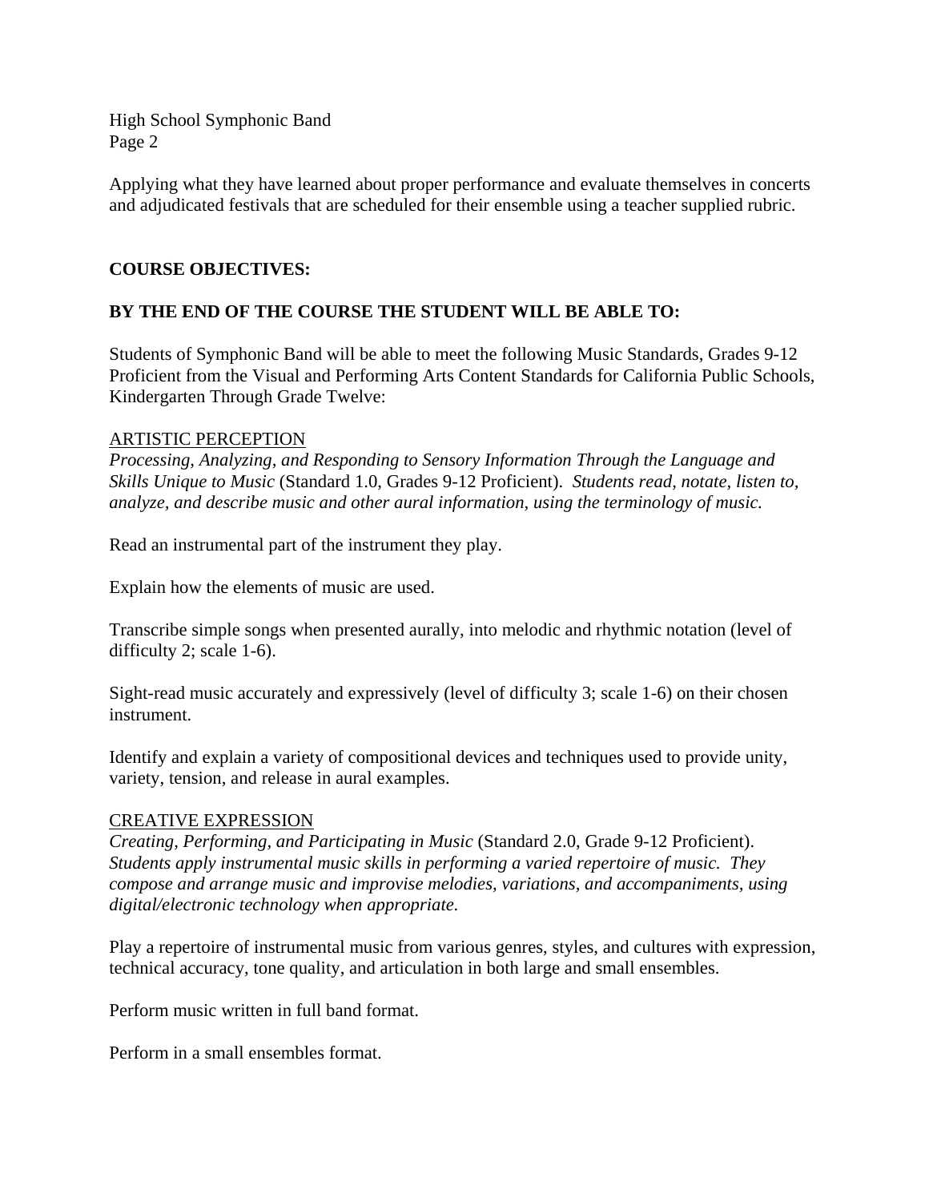Applying what they have learned about proper performance and evaluate themselves in concerts and adjudicated festivals that are scheduled for their ensemble using a teacher supplied rubric.

**COURSE OBJECTIVES:**

**BY THE END OF THE COURSE THE STUDENT WILL BE ABLE TO:**

Students of Symphonic Band will be able to meet the following Music Standards, Grades 9-12 Proficient from the Visual and Performing Arts Content Standards for California Public Schools, Kindergarten Through Grade Twelve:

ARTISTIC PERCEPTION

*Processing, Analyzing, and Responding to Sensory Information Through the Language and Skills Unique to Music* (Standard 1.0, Grades 9-12 Proficient). *Students read, notate, listen to, analyze, and describe music and other aural information, using the terminology of music.*

Read an instrumental part of the instrument they play.

Explain how the elements of music are used.

Transcribe simple songs when presented aurally, into melodic and rhythmic notation (level of difficulty 2; scale 1-6).

Sight-read music accurately and expressively (level of difficulty 3; scale 1-6) on their chosen instrument.

Identify and explain a variety of compositional devices and techniques used to provide unity, variety, tension, and release in aural examples.

CREATIVE EXPRESSION

*Creating, Performing, and Participating in Music* (Standard 2.0, Grade 9-12 Proficient). *Students apply instrumental music skills in performing a varied repertoire of music. They compose and arrange music and improvise melodies, variations, and accompaniments, using digital/electronic technology when appropriate.*

Play a repertoire of instrumental music from various genres, styles, and cultures with expression, technical accuracy, tone quality, and articulation in both large and small ensembles.

Perform music written in full band format.

Perform in a small ensembles format.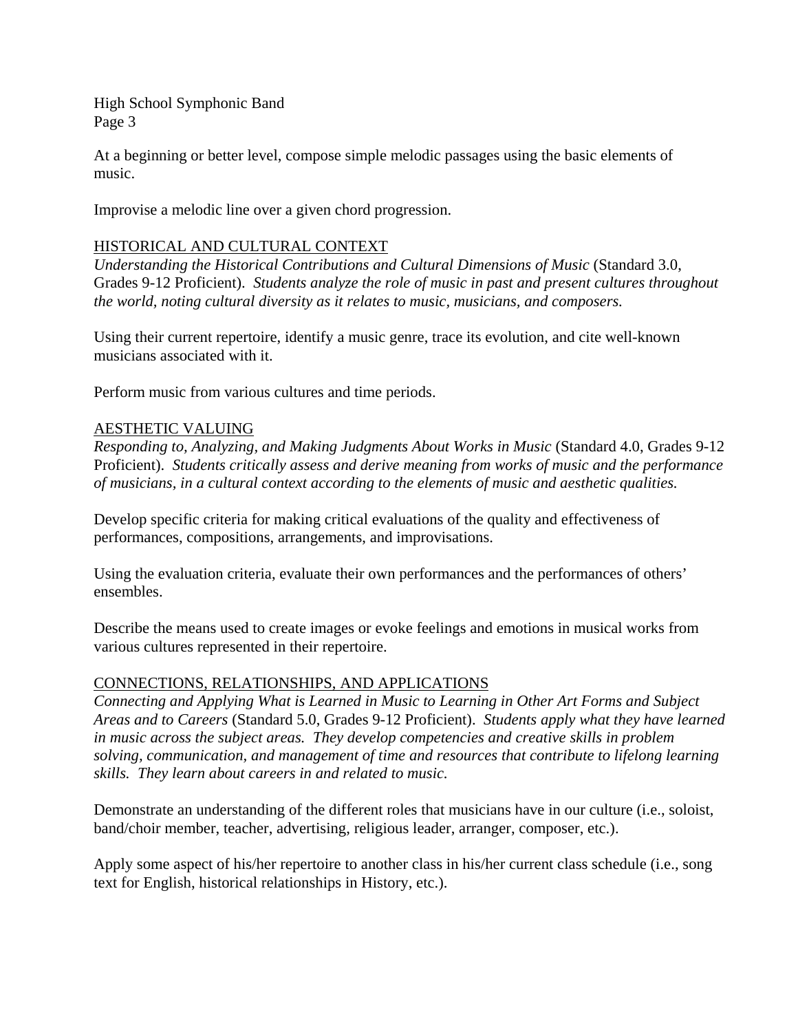At a beginning or better level, compose simple melodic passages using the basic elements of music.

Improvise a melodic line over a given chord progression.

## HISTORICAL AND CULTURAL CONTEXT

*Understanding the Historical Contributions and Cultural Dimensions of Music* (Standard 3.0, Grades 9-12 Proficient). *Students analyze the role of music in past and present cultures throughout the world, noting cultural diversity as it relates to music, musicians, and composers.*

Using their current repertoire, identify a music genre, trace its evolution, and cite well-known musicians associated with it.

Perform music from various cultures and time periods.

## AESTHETIC VALUING

*Responding to, Analyzing, and Making Judgments About Works in Music* (Standard 4.0, Grades 9-12 Proficient). *Students critically assess and derive meaning from works of music and the performance of musicians, in a cultural context according to the elements of music and aesthetic qualities.*

Develop specific criteria for making critical evaluations of the quality and effectiveness of performances, compositions, arrangements, and improvisations.

Using the evaluation criteria, evaluate their own performances and the performances of others' ensembles.

Describe the means used to create images or evoke feelings and emotions in musical works from various cultures represented in their repertoire.

## CONNECTIONS, RELATIONSHIPS, AND APPLICATIONS

*Connecting and Applying What is Learned in Music to Learning in Other Art Forms and Subject Areas and to Careers* (Standard 5.0, Grades 9-12 Proficient). *Students apply what they have learned in music across the subject areas. They develop competencies and creative skills in problem solving, communication, and management of time and resources that contribute to lifelong learning skills. They learn about careers in and related to music.*

Demonstrate an understanding of the different roles that musicians have in our culture (i.e., soloist, band/choir member, teacher, advertising, religious leader, arranger, composer, etc.).

Apply some aspect of his/her repertoire to another class in his/her current class schedule (i.e., song text for English, historical relationships in History, etc.).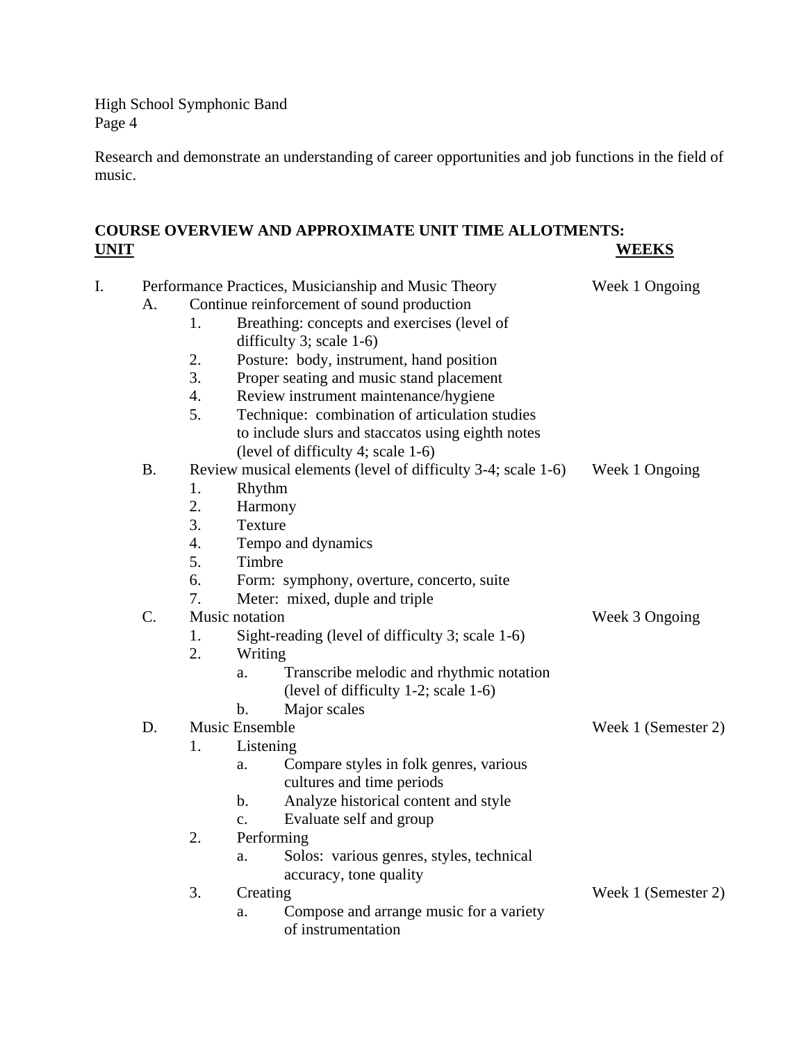Research and demonstrate an understanding of career opportunities and job functions in the field of music.

**COURSE OVERVIEW AND APPROXIMATE UNIT TIME ALLOTMENTS:**

| UNIT | WEEKS |
|---|---|
| I. Performance Practices, Musicianship and Music Theory | Week 1 Ongoing |
| A. Continue reinforcement of sound production | |
| 1. Breathing: concepts and exercises (level of difficulty 3; scale 1-6) | |
| 2. Posture: body, instrument, hand position | |
| 3. Proper seating and music stand placement | |
| 4. Review instrument maintenance/hygiene | |
| 5. Technique: combination of articulation studies to include slurs and staccatos using eighth notes (level of difficulty 4; scale 1-6) | |
| B. Review musical elements (level of difficulty 3-4; scale 1-6) | Week 1 Ongoing |
| 1. Rhythm | |
| 2. Harmony | |
| 3. Texture | |
| 4. Tempo and dynamics | |
| 5. Timbre | |
| 6. Form: symphony, overture, concerto, suite | |
| 7. Meter: mixed, duple and triple | |
| C. Music notation | Week 3 Ongoing |
| 1. Sight-reading (level of difficulty 3; scale 1-6) | |
| 2. Writing | |
| a. Transcribe melodic and rhythmic notation (level of difficulty 1-2; scale 1-6) | |
| b. Major scales | |
| D. Music Ensemble | Week 1 (Semester 2) |
| 1. Listening | |
| a. Compare styles in folk genres, various cultures and time periods | |
| b. Analyze historical content and style | |
| c. Evaluate self and group | |
| 2. Performing | |
| a. Solos: various genres, styles, technical accuracy, tone quality | |
| 3. Creating | Week 1 (Semester 2) |
| a. Compose and arrange music for a variety of instrumentation | |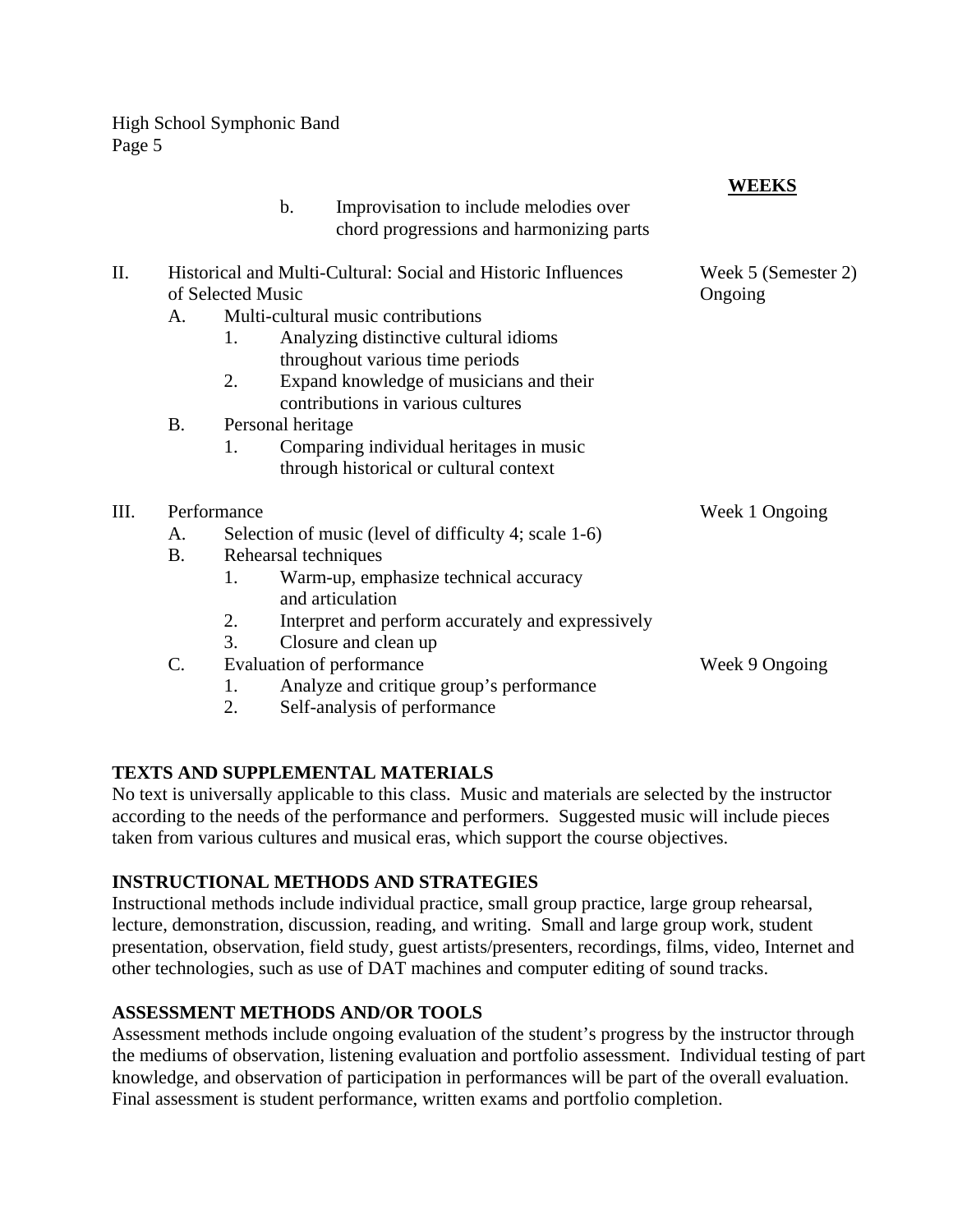**WEEKS**

- b. Improvisation to include melodies over chord progressions and harmonizing parts

II. Historical and Multi-Cultural: Social and Historic Influences of Selected Music — Week 5 (Semester 2) Ongoing

- A. Multi-cultural music contributions
  1. Analyzing distinctive cultural idioms throughout various time periods
  2. Expand knowledge of musicians and their contributions in various cultures
- B. Personal heritage
  1. Comparing individual heritages in music through historical or cultural context

III. Performance — Week 1 Ongoing

- A. Selection of music (level of difficulty 4; scale 1-6)
- B. Rehearsal techniques
  1. Warm-up, emphasize technical accuracy and articulation
  2. Interpret and perform accurately and expressively
  3. Closure and clean up
- C. Evaluation of performance — Week 9 Ongoing
  1. Analyze and critique group's performance
  2. Self-analysis of performance

**TEXTS AND SUPPLEMENTAL MATERIALS**

No text is universally applicable to this class. Music and materials are selected by the instructor according to the needs of the performance and performers. Suggested music will include pieces taken from various cultures and musical eras, which support the course objectives.

**INSTRUCTIONAL METHODS AND STRATEGIES**

Instructional methods include individual practice, small group practice, large group rehearsal, lecture, demonstration, discussion, reading, and writing. Small and large group work, student presentation, observation, field study, guest artists/presenters, recordings, films, video, Internet and other technologies, such as use of DAT machines and computer editing of sound tracks.

**ASSESSMENT METHODS AND/OR TOOLS**

Assessment methods include ongoing evaluation of the student's progress by the instructor through the mediums of observation, listening evaluation and portfolio assessment. Individual testing of part knowledge, and observation of participation in performances will be part of the overall evaluation. Final assessment is student performance, written exams and portfolio completion.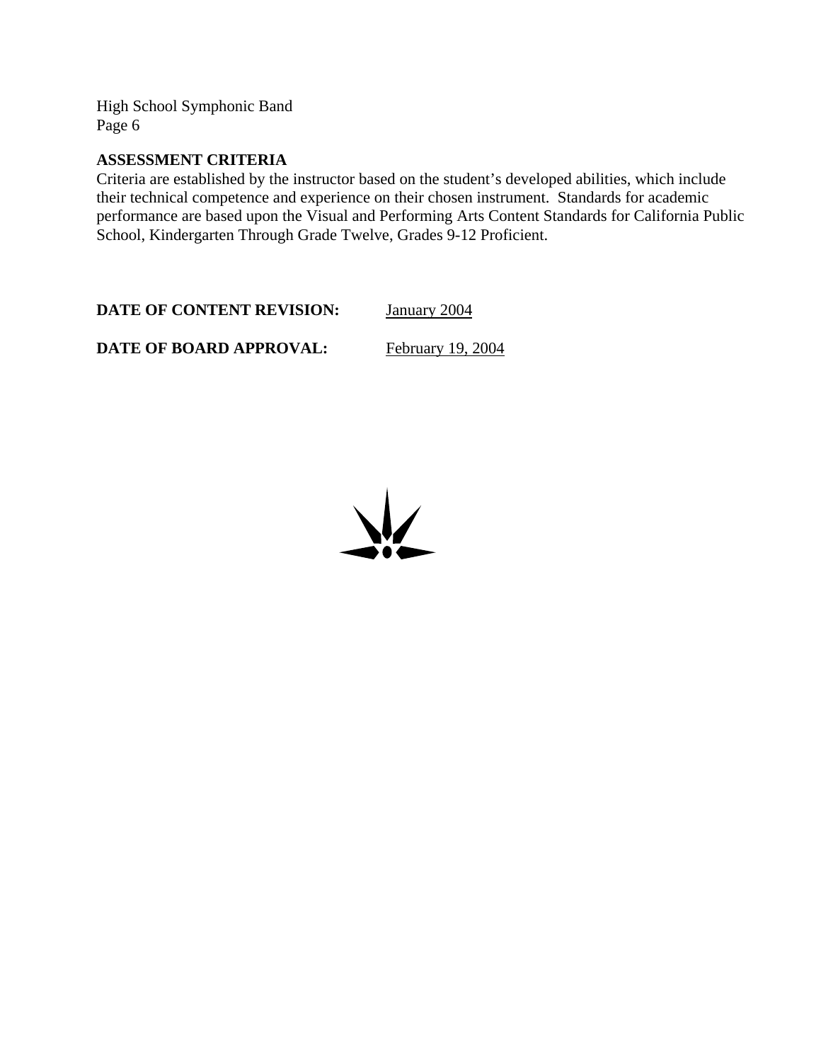## ASSESSMENT CRITERIA

Criteria are established by the instructor based on the student's developed abilities, which include their technical competence and experience on their chosen instrument. Standards for academic performance are based upon the Visual and Performing Arts Content Standards for California Public School, Kindergarten Through Grade Twelve, Grades 9-12 Proficient.

**DATE OF CONTENT REVISION:** January 2004

**DATE OF BOARD APPROVAL:** February 19, 2004